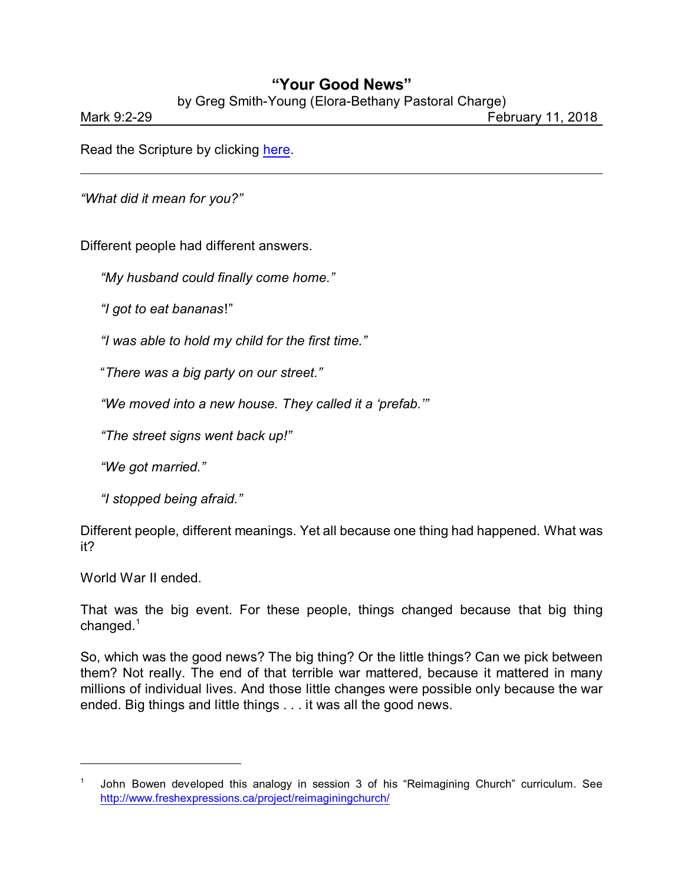# "Your Good News"

by Greg Smith-Young (Elora-Bethany Pastoral Charge)

Mark 9:2-29 February 11, 2018

Read the Scripture by clicking here.

---

*"What did it mean for you?"*

Different people had different answers.

*"My husband could finally come home."*

*"I got to eat bananas*!"

*"I was able to hold my child for the first time."*

"*There was a big party on our street."*

*"We moved into a new house. They called it a 'prefab.'"*

*"The street signs went back up!"*

*"We got married."*

*"I stopped being afraid."*

Different people, different meanings. Yet all because one thing had happened. What was it?

World War II ended.

That was the big event. For these people, things changed because that big thing changed.[1]

So, which was the good news? The big thing? Or the little things? Can we pick between them? Not really. The end of that terrible war mattered, because it mattered in many millions of individual lives. And those little changes were possible only because the war ended. Big things and little things . . . it was all the good news.

---

[1] John Bowen developed this analogy in session 3 of his "Reimagining Church" curriculum. See http://www.freshexpressions.ca/project/reimaginingchurch/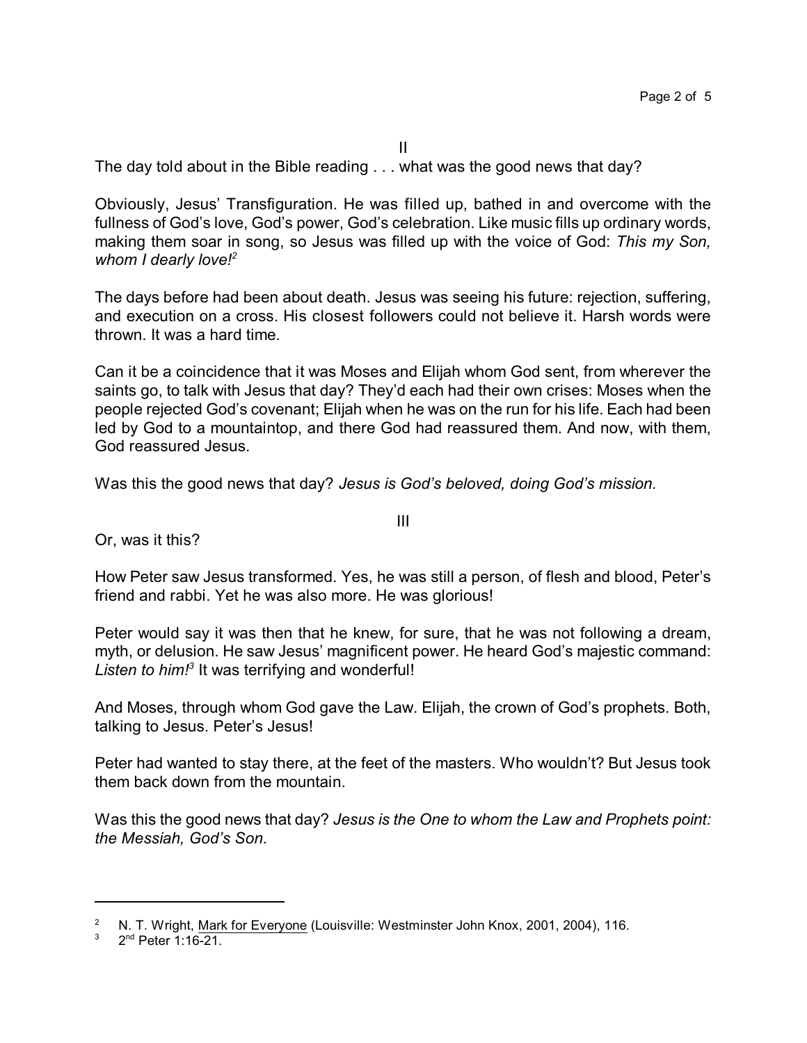II

The day told about in the Bible reading . . . what was the good news that day?

Obviously, Jesus' Transfiguration. He was filled up, bathed in and overcome with the fullness of God's love, God's power, God's celebration. Like music fills up ordinary words, making them soar in song, so Jesus was filled up with the voice of God: *This my Son, whom I dearly love!*[2]

The days before had been about death. Jesus was seeing his future: rejection, suffering, and execution on a cross. His closest followers could not believe it. Harsh words were thrown. It was a hard time.

Can it be a coincidence that it was Moses and Elijah whom God sent, from wherever the saints go, to talk with Jesus that day? They'd each had their own crises: Moses when the people rejected God's covenant; Elijah when he was on the run for his life. Each had been led by God to a mountaintop, and there God had reassured them. And now, with them, God reassured Jesus.

Was this the good news that day? *Jesus is God's beloved, doing God's mission.*

III

Or, was it this?

How Peter saw Jesus transformed. Yes, he was still a person, of flesh and blood, Peter's friend and rabbi. Yet he was also more. He was glorious!

Peter would say it was then that he knew, for sure, that he was not following a dream, myth, or delusion. He saw Jesus' magnificent power. He heard God's majestic command: *Listen to him!*[3] It was terrifying and wonderful!

And Moses, through whom God gave the Law. Elijah, the crown of God's prophets. Both, talking to Jesus. Peter's Jesus!

Peter had wanted to stay there, at the feet of the masters. Who wouldn't? But Jesus took them back down from the mountain.

Was this the good news that day? *Jesus is the One to whom the Law and Prophets point: the Messiah, God's Son.*

---

[2] N. T. Wright, Mark for Everyone (Louisville: Westminster John Knox, 2001, 2004), 116.

[3] 2nd Peter 1:16-21.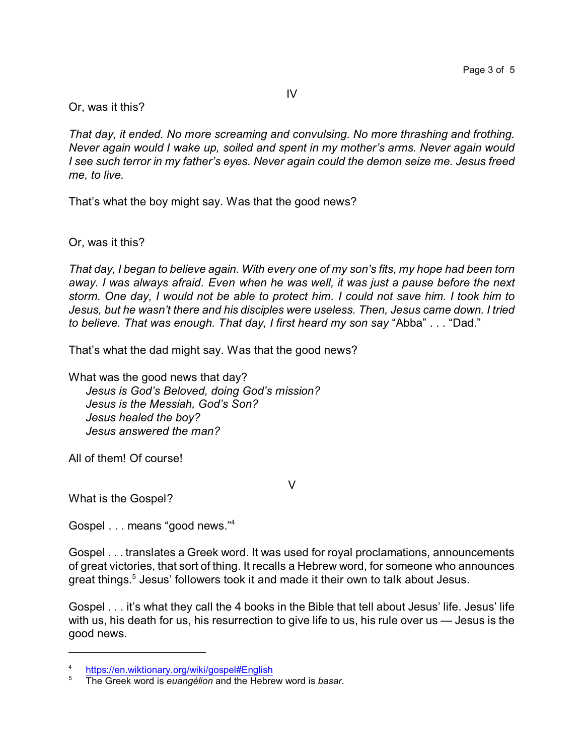IV

Or, was it this?

*That day, it ended. No more screaming and convulsing. No more thrashing and frothing. Never again would I wake up, soiled and spent in my mother's arms. Never again would I see such terror in my father's eyes. Never again could the demon seize me. Jesus freed me, to live.*

That's what the boy might say. Was that the good news?

Or, was it this?

*That day, I began to believe again. With every one of my son's fits, my hope had been torn away. I was always afraid. Even when he was well, it was just a pause before the next storm. One day, I would not be able to protect him. I could not save him. I took him to Jesus, but he wasn't there and his disciples were useless. Then, Jesus came down. I tried to believe. That was enough. That day, I first heard my son say* "Abba" . . . "Dad."

That's what the dad might say. Was that the good news?

What was the good news that day?
*Jesus is God's Beloved, doing God's mission?*
*Jesus is the Messiah, God's Son?*
*Jesus healed the boy?*
*Jesus answered the man?*

All of them! Of course!

V

What is the Gospel?

Gospel . . . means "good news."[4]

Gospel . . . translates a Greek word. It was used for royal proclamations, announcements of great victories, that sort of thing. It recalls a Hebrew word, for someone who announces great things.[5] Jesus' followers took it and made it their own to talk about Jesus.

Gospel . . . it's what they call the 4 books in the Bible that tell about Jesus' life. Jesus' life with us, his death for us, his resurrection to give life to us, his rule over us — Jesus is the good news.

---

[4] https://en.wiktionary.org/wiki/gospel#English

[5] The Greek word is *euangélion* and the Hebrew word is *basar*.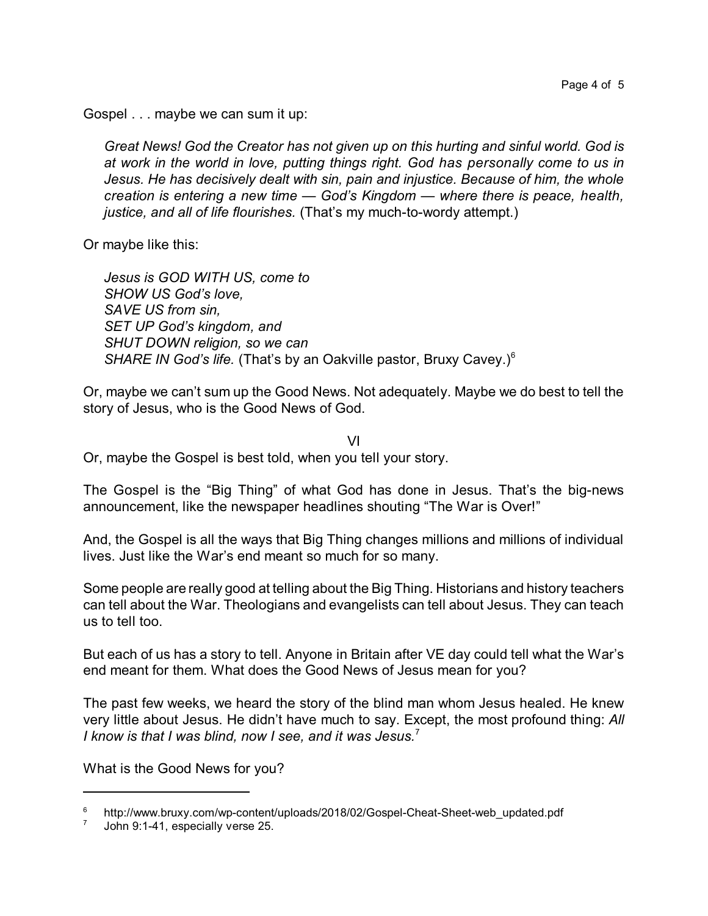Gospel . . . maybe we can sum it up:

> *Great News! God the Creator has not given up on this hurting and sinful world. God is at work in the world in love, putting things right. God has personally come to us in Jesus. He has decisively dealt with sin, pain and injustice. Because of him, the whole creation is entering a new time — God's Kingdom — where there is peace, health, justice, and all of life flourishes.* (That's my much-to-wordy attempt.)

Or maybe like this:

> *Jesus is GOD WITH US, come to*
> *SHOW US God's love,*
> *SAVE US from sin,*
> *SET UP God's kingdom, and*
> *SHUT DOWN religion, so we can*
> *SHARE IN God's life.* (That's by an Oakville pastor, Bruxy Cavey.)[6]

Or, maybe we can't sum up the Good News. Not adequately. Maybe we do best to tell the story of Jesus, who is the Good News of God.

## VI

Or, maybe the Gospel is best told, when you tell your story.

The Gospel is the "Big Thing" of what God has done in Jesus. That's the big-news announcement, like the newspaper headlines shouting "The War is Over!"

And, the Gospel is all the ways that Big Thing changes millions and millions of individual lives. Just like the War's end meant so much for so many.

Some people are really good at telling about the Big Thing. Historians and history teachers can tell about the War. Theologians and evangelists can tell about Jesus. They can teach us to tell too.

But each of us has a story to tell. Anyone in Britain after VE day could tell what the War's end meant for them. What does the Good News of Jesus mean for you?

The past few weeks, we heard the story of the blind man whom Jesus healed. He knew very little about Jesus. He didn't have much to say. Except, the most profound thing: *All I know is that I was blind, now I see, and it was Jesus.*[7]

What is the Good News for you?

---

[6] http://www.bruxy.com/wp-content/uploads/2018/02/Gospel-Cheat-Sheet-web_updated.pdf

[7] John 9:1-41, especially verse 25.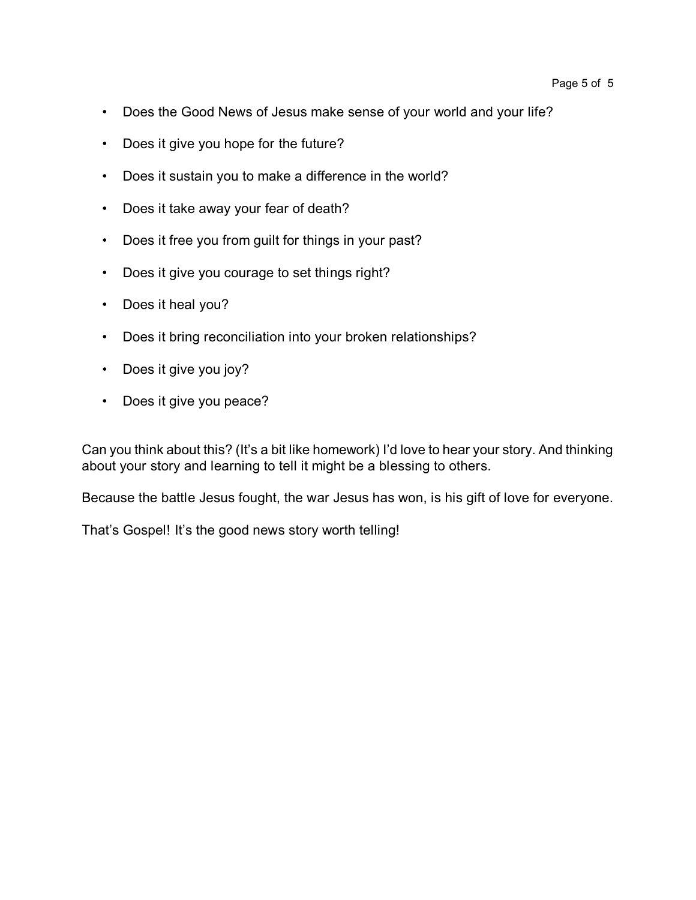- Does the Good News of Jesus make sense of your world and your life?
- Does it give you hope for the future?
- Does it sustain you to make a difference in the world?
- Does it take away your fear of death?
- Does it free you from guilt for things in your past?
- Does it give you courage to set things right?
- Does it heal you?
- Does it bring reconciliation into your broken relationships?
- Does it give you joy?
- Does it give you peace?

Can you think about this? (It's a bit like homework) I'd love to hear your story. And thinking about your story and learning to tell it might be a blessing to others.

Because the battle Jesus fought, the war Jesus has won, is his gift of love for everyone.

That's Gospel! It's the good news story worth telling!